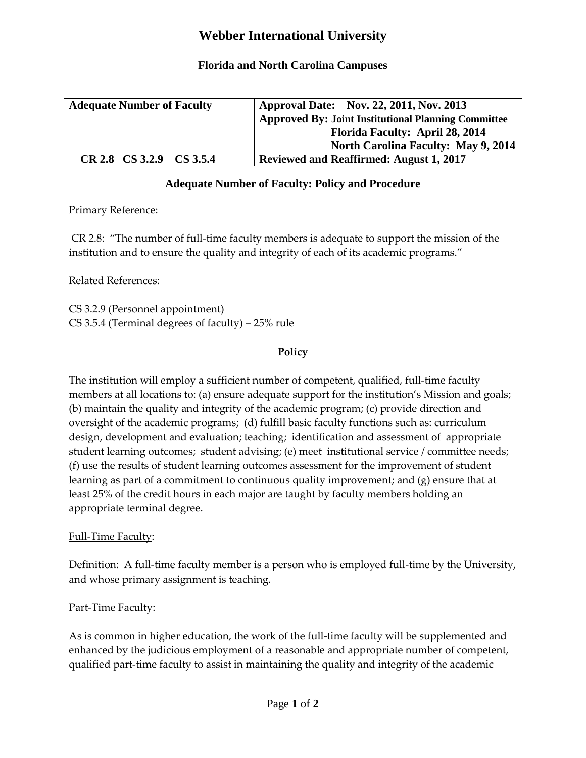# Webber International University

### Florida and North Carolina Campuses

| Adequate Number of Faculty | Approval Date: Nov. 22, 2011, Nov. 2013 |
|---|---|
| | Approved By: Joint Institutional Planning Committee<br>Florida Faculty: April 28, 2014<br>North Carolina Faculty: May 9, 2014 |
| CR 2.8 CS 3.2.9 CS 3.5.4 | Reviewed and Reaffirmed: August 1, 2017 |

## Adequate Number of Faculty: Policy and Procedure

Primary Reference:

CR 2.8: "The number of full-time faculty members is adequate to support the mission of the institution and to ensure the quality and integrity of each of its academic programs."

Related References:

CS 3.2.9 (Personnel appointment)
CS 3.5.4 (Terminal degrees of faculty) – 25% rule

### Policy

The institution will employ a sufficient number of competent, qualified, full-time faculty members at all locations to: (a) ensure adequate support for the institution's Mission and goals; (b) maintain the quality and integrity of the academic program; (c) provide direction and oversight of the academic programs; (d) fulfill basic faculty functions such as: curriculum design, development and evaluation; teaching; identification and assessment of appropriate student learning outcomes; student advising; (e) meet institutional service / committee needs; (f) use the results of student learning outcomes assessment for the improvement of student learning as part of a commitment to continuous quality improvement; and (g) ensure that at least 25% of the credit hours in each major are taught by faculty members holding an appropriate terminal degree.

Full-Time Faculty:

Definition: A full-time faculty member is a person who is employed full-time by the University, and whose primary assignment is teaching.

Part-Time Faculty:

As is common in higher education, the work of the full-time faculty will be supplemented and enhanced by the judicious employment of a reasonable and appropriate number of competent, qualified part-time faculty to assist in maintaining the quality and integrity of the academic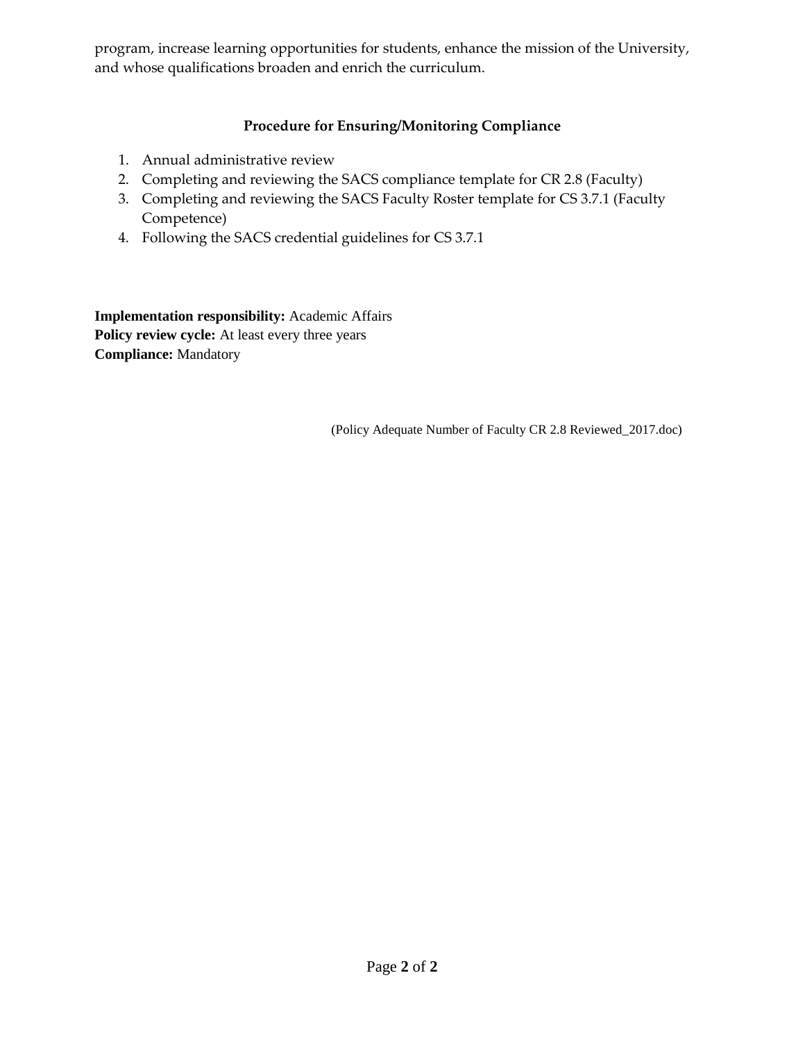program, increase learning opportunities for students, enhance the mission of the University, and whose qualifications broaden and enrich the curriculum.

### Procedure for Ensuring/Monitoring Compliance

1. Annual administrative review
2. Completing and reviewing the SACS compliance template for CR 2.8 (Faculty)
3. Completing and reviewing the SACS Faculty Roster template for CS 3.7.1 (Faculty Competence)
4. Following the SACS credential guidelines for CS 3.7.1

**Implementation responsibility:** Academic Affairs
**Policy review cycle:** At least every three years
**Compliance:** Mandatory

(Policy Adequate Number of Faculty CR 2.8 Reviewed_2017.doc)